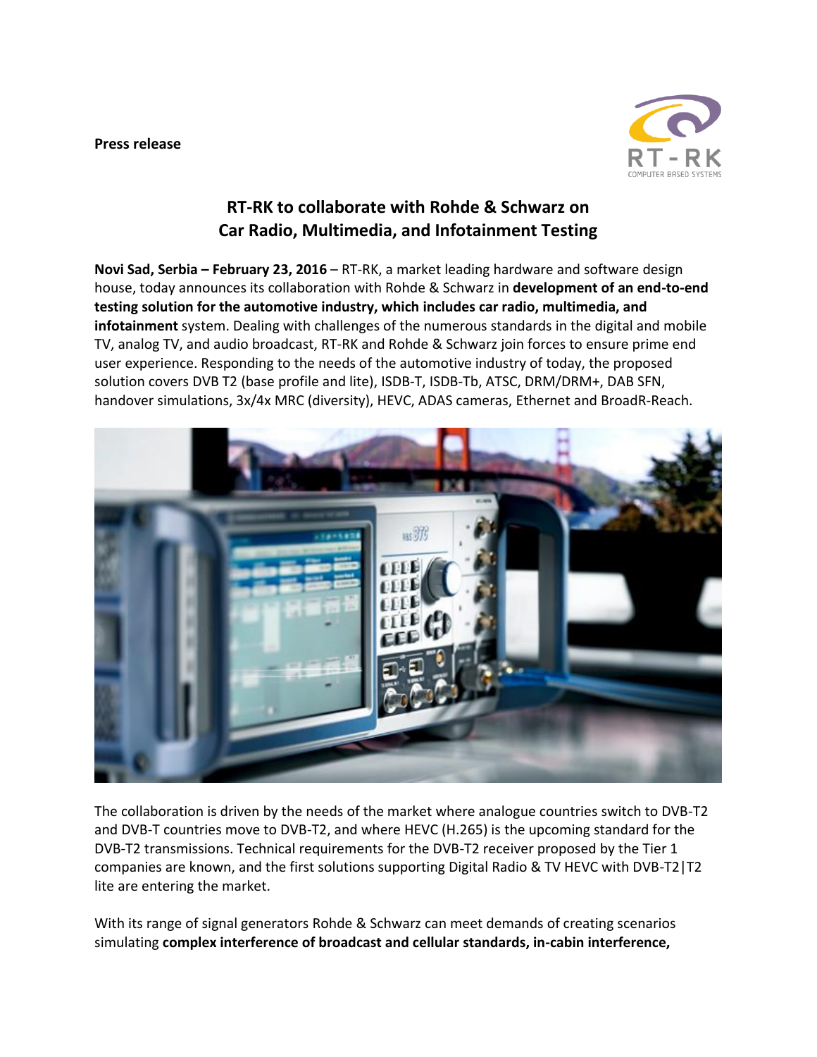**Press release**

# RT-RK to collaborate with Rohde & Schwarz on Car Radio, Multimedia, and Infotainment Testing

**Novi Sad, Serbia – February 23, 2016** – RT-RK, a market leading hardware and software design house, today announces its collaboration with Rohde & Schwarz in **development of an end-to-end testing solution for the automotive industry, which includes car radio, multimedia, and infotainment** system. Dealing with challenges of the numerous standards in the digital and mobile TV, analog TV, and audio broadcast, RT-RK and Rohde & Schwarz join forces to ensure prime end user experience. Responding to the needs of the automotive industry of today, the proposed solution covers DVB T2 (base profile and lite), ISDB-T, ISDB-Tb, ATSC, DRM/DRM+, DAB SFN, handover simulations, 3x/4x MRC (diversity), HEVC, ADAS cameras, Ethernet and BroadR-Reach.

The collaboration is driven by the needs of the market where analogue countries switch to DVB-T2 and DVB-T countries move to DVB-T2, and where HEVC (H.265) is the upcoming standard for the DVB-T2 transmissions. Technical requirements for the DVB-T2 receiver proposed by the Tier 1 companies are known, and the first solutions supporting Digital Radio & TV HEVC with DVB-T2|T2 lite are entering the market.

With its range of signal generators Rohde & Schwarz can meet demands of creating scenarios simulating **complex interference of broadcast and cellular standards, in-cabin interference,**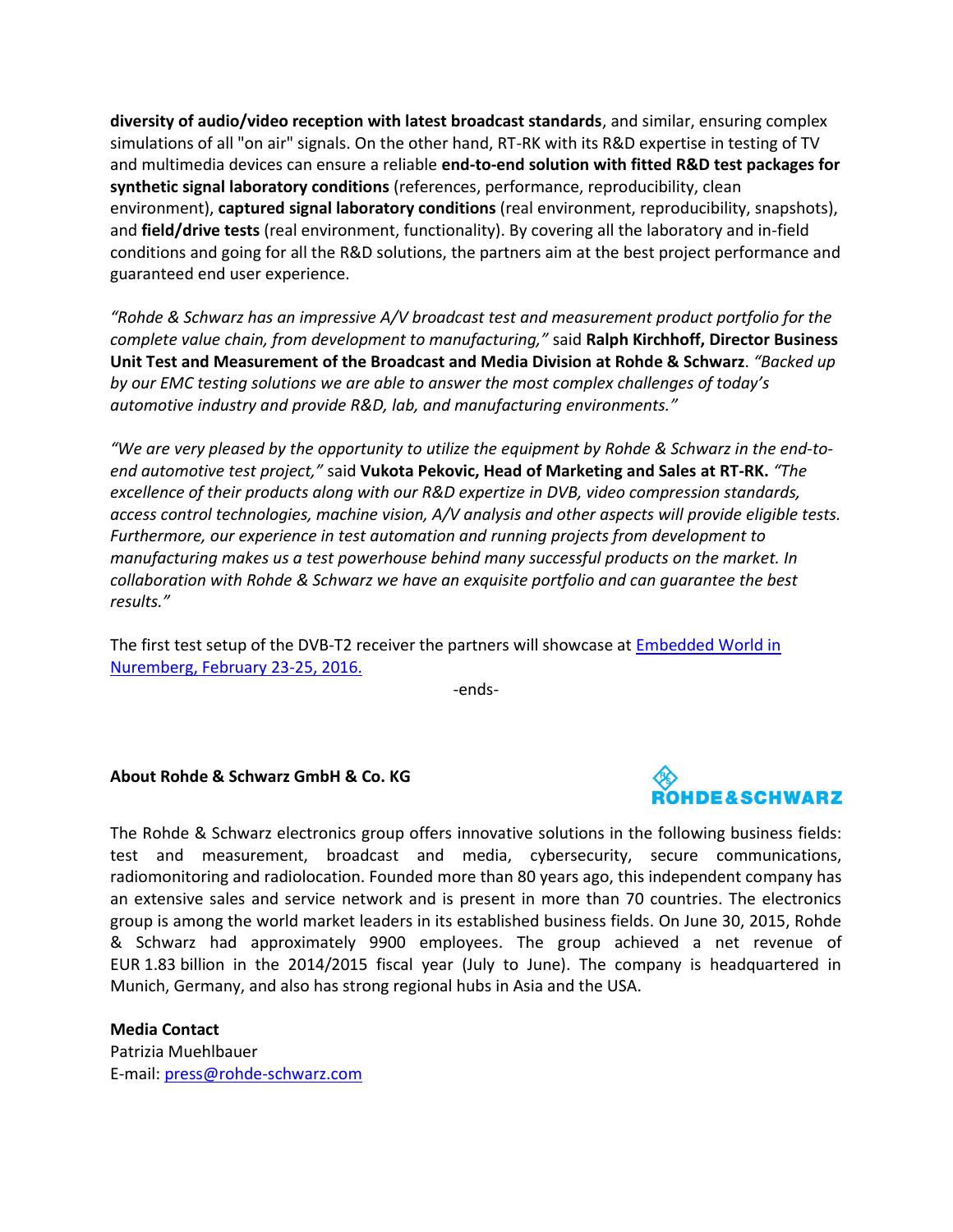**diversity of audio/video reception with latest broadcast standards**, and similar, ensuring complex simulations of all "on air" signals. On the other hand, RT-RK with its R&D expertise in testing of TV and multimedia devices can ensure a reliable **end-to-end solution with fitted R&D test packages for synthetic signal laboratory conditions** (references, performance, reproducibility, clean environment), **captured signal laboratory conditions** (real environment, reproducibility, snapshots), and **field/drive tests** (real environment, functionality). By covering all the laboratory and in-field conditions and going for all the R&D solutions, the partners aim at the best project performance and guaranteed end user experience.

*"Rohde & Schwarz has an impressive A/V broadcast test and measurement product portfolio for the complete value chain, from development to manufacturing,"* said **Ralph Kirchhoff, Director Business Unit Test and Measurement of the Broadcast and Media Division at Rohde & Schwarz**. *"Backed up by our EMC testing solutions we are able to answer the most complex challenges of today's automotive industry and provide R&D, lab, and manufacturing environments."*

*"We are very pleased by the opportunity to utilize the equipment by Rohde & Schwarz in the end-to-end automotive test project,"* said **Vukota Pekovic, Head of Marketing and Sales at RT-RK.** *"The excellence of their products along with our R&D expertize in DVB, video compression standards, access control technologies, machine vision, A/V analysis and other aspects will provide eligible tests. Furthermore, our experience in test automation and running projects from development to manufacturing makes us a test powerhouse behind many successful products on the market. In collaboration with Rohde & Schwarz we have an exquisite portfolio and can guarantee the best results."*

The first test setup of the DVB-T2 receiver the partners will showcase at Embedded World in Nuremberg, February 23-25, 2016.

-ends-

**About Rohde & Schwarz GmbH & Co. KG**

ROHDE&SCHWARZ

The Rohde & Schwarz electronics group offers innovative solutions in the following business fields: test and measurement, broadcast and media, cybersecurity, secure communications, radiomonitoring and radiolocation. Founded more than 80 years ago, this independent company has an extensive sales and service network and is present in more than 70 countries. The electronics group is among the world market leaders in its established business fields. On June 30, 2015, Rohde & Schwarz had approximately 9900 employees. The group achieved a net revenue of EUR 1.83 billion in the 2014/2015 fiscal year (July to June). The company is headquartered in Munich, Germany, and also has strong regional hubs in Asia and the USA.

**Media Contact**
Patrizia Muehlbauer
E-mail: press@rohde-schwarz.com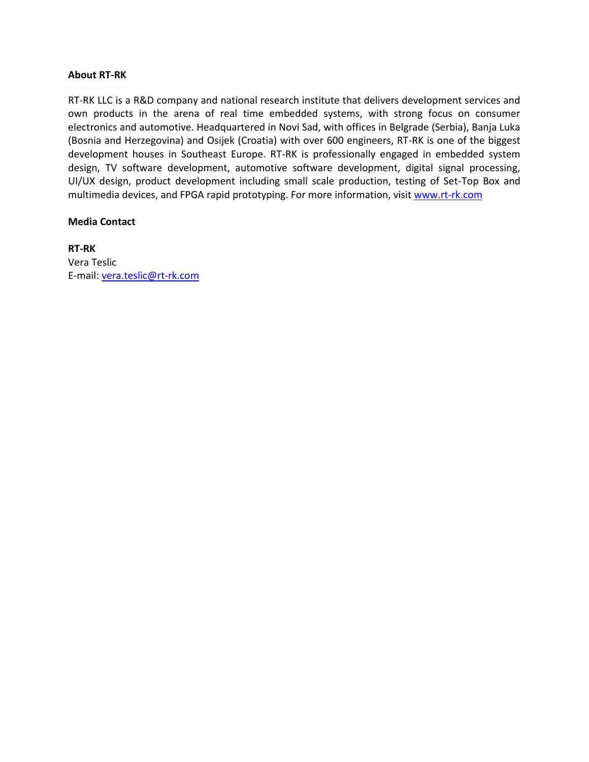**About RT-RK**

RT-RK LLC is a R&D company and national research institute that delivers development services and own products in the arena of real time embedded systems, with strong focus on consumer electronics and automotive. Headquartered in Novi Sad, with offices in Belgrade (Serbia), Banja Luka (Bosnia and Herzegovina) and Osijek (Croatia) with over 600 engineers, RT-RK is one of the biggest development houses in Southeast Europe. RT-RK is professionally engaged in embedded system design, TV software development, automotive software development, digital signal processing, UI/UX design, product development including small scale production, testing of Set-Top Box and multimedia devices, and FPGA rapid prototyping. For more information, visit [www.rt-rk.com](http://www.rt-rk.com)

**Media Contact**

**RT-RK**
Vera Teslic
E-mail: [vera.teslic@rt-rk.com](mailto:vera.teslic@rt-rk.com)